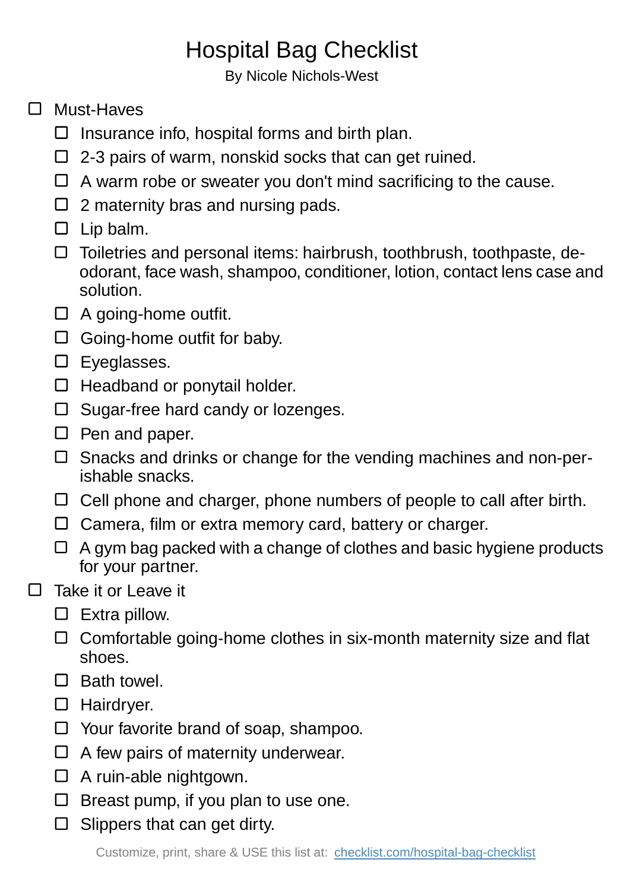# Hospital Bag Checklist

By Nicole Nichols-West

- [ ] Must-Haves
  - [ ] Insurance info, hospital forms and birth plan.
  - [ ] 2-3 pairs of warm, nonskid socks that can get ruined.
  - [ ] A warm robe or sweater you don't mind sacrificing to the cause.
  - [ ] 2 maternity bras and nursing pads.
  - [ ] Lip balm.
  - [ ] Toiletries and personal items: hairbrush, toothbrush, toothpaste, deodorant, face wash, shampoo, conditioner, lotion, contact lens case and solution.
  - [ ] A going-home outfit.
  - [ ] Going-home outfit for baby.
  - [ ] Eyeglasses.
  - [ ] Headband or ponytail holder.
  - [ ] Sugar-free hard candy or lozenges.
  - [ ] Pen and paper.
  - [ ] Snacks and drinks or change for the vending machines and non-perishable snacks.
  - [ ] Cell phone and charger, phone numbers of people to call after birth.
  - [ ] Camera, film or extra memory card, battery or charger.
  - [ ] A gym bag packed with a change of clothes and basic hygiene products for your partner.
- [ ] Take it or Leave it
  - [ ] Extra pillow.
  - [ ] Comfortable going-home clothes in six-month maternity size and flat shoes.
  - [ ] Bath towel.
  - [ ] Hairdryer.
  - [ ] Your favorite brand of soap, shampoo.
  - [ ] A few pairs of maternity underwear.
  - [ ] A ruin-able nightgown.
  - [ ] Breast pump, if you plan to use one.
  - [ ] Slippers that can get dirty.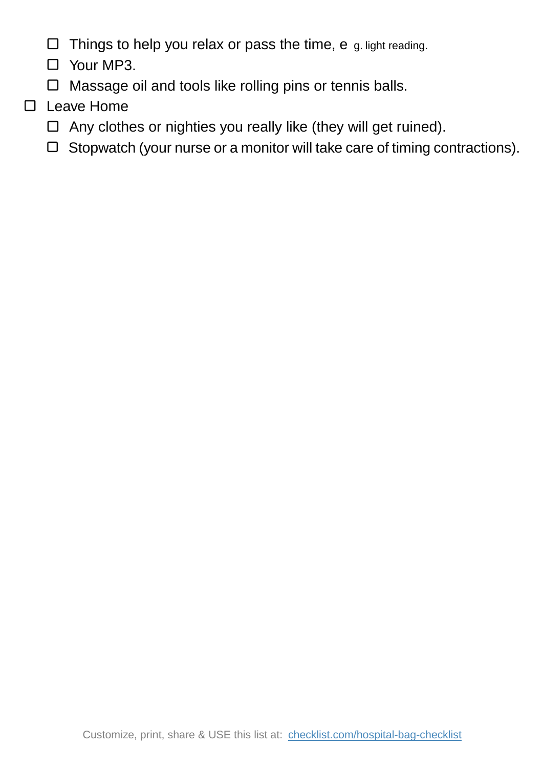- [ ] Things to help you relax or pass the time, e g. light reading.
  - [ ] Your MP3.
  - [ ] Massage oil and tools like rolling pins or tennis balls.
- [ ] Leave Home
  - [ ] Any clothes or nighties you really like (they will get ruined).
  - [ ] Stopwatch (your nurse or a monitor will take care of timing contractions).

Customize, print, share & USE this list at: [checklist.com/hospital-bag-checklist](checklist.com/hospital-bag-checklist)